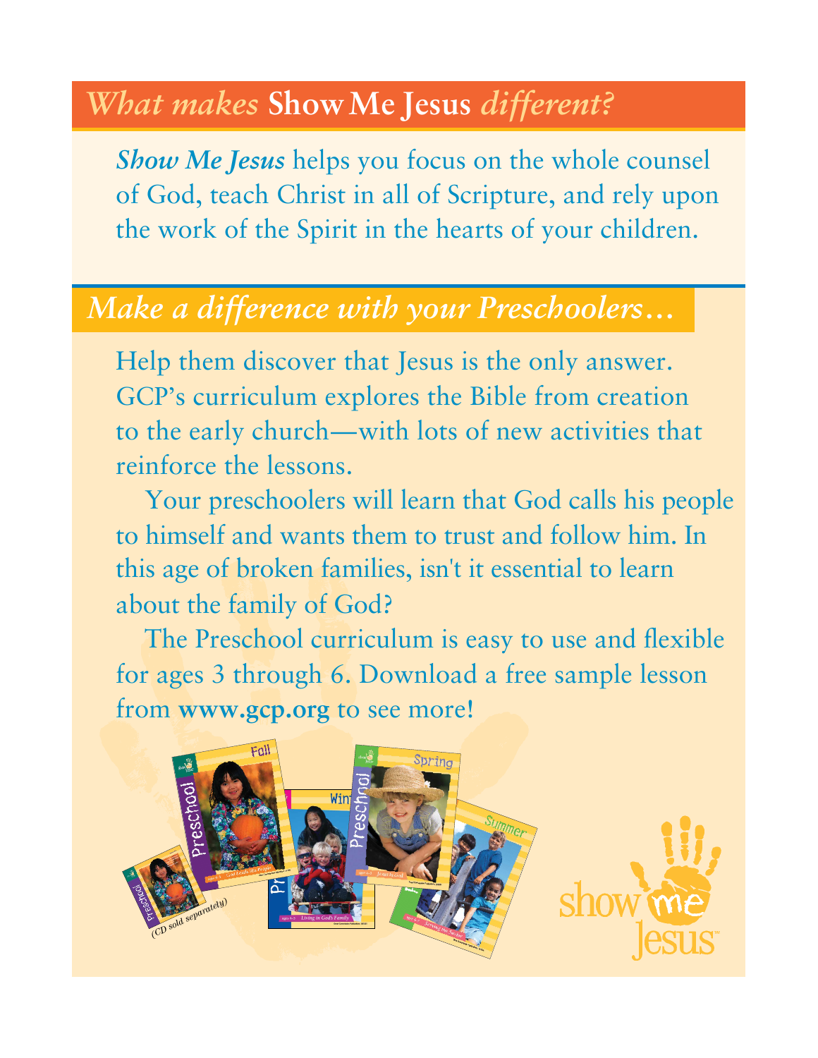## *What makes* Show Me Jesus *different?*

***Show Me Jesus*** helps you focus on the whole counsel of God, teach Christ in all of Scripture, and rely upon the work of the Spirit in the hearts of your children.

## *Make a difference with your Preschoolers…*

Help them discover that Jesus is the only answer. GCP's curriculum explores the Bible from creation to the early church—with lots of new activities that reinforce the lessons.

Your preschoolers will learn that God calls his people to himself and wants them to trust and follow him. In this age of broken families, isn't it essential to learn about the family of God?

The Preschool curriculum is easy to use and flexible for ages 3 through 6. Download a free sample lesson from **www.gcp.org** to see more!

(CD sold separately)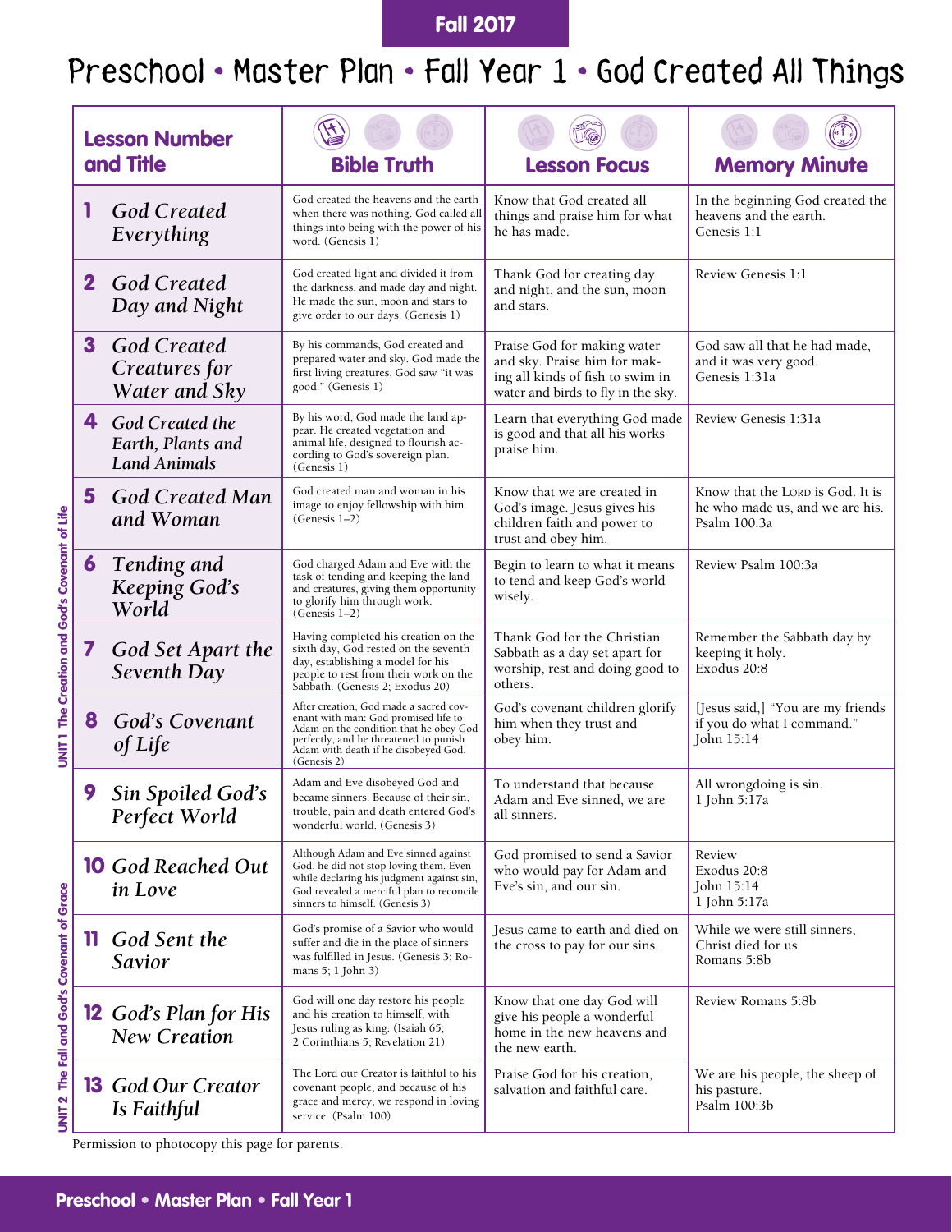Fall 2017

# Preschool • Master Plan • Fall Year 1 • God Created All Things

| Lesson Number and Title | Bible Truth | Lesson Focus | Memory Minute |
|---|---|---|---|
| **1** *God Created Everything* | God created the heavens and the earth when there was nothing. God called all things into being with the power of his word. (Genesis 1) | Know that God created all things and praise him for what he has made. | In the beginning God created the heavens and the earth. Genesis 1:1 |
| **2** *God Created Day and Night* | God created light and divided it from the darkness, and made day and night. He made the sun, moon and stars to give order to our days. (Genesis 1) | Thank God for creating day and night, and the sun, moon and stars. | Review Genesis 1:1 |
| **3** *God Created Creatures for Water and Sky* | By his commands, God created and prepared water and sky. God made the first living creatures. God saw "it was good." (Genesis 1) | Praise God for making water and sky. Praise him for making all kinds of fish to swim in water and birds to fly in the sky. | God saw all that he had made, and it was very good. Genesis 1:31a |
| **4** *God Created the Earth, Plants and Land Animals* | By his word, God made the land appear. He created vegetation and animal life, designed to flourish according to God's sovereign plan. (Genesis 1) | Learn that everything God made is good and that all his works praise him. | Review Genesis 1:31a |
| **5** *God Created Man and Woman* | God created man and woman in his image to enjoy fellowship with him. (Genesis 1–2) | Know that we are created in God's image. Jesus gives his children faith and power to trust and obey him. | Know that the LORD is God. It is he who made us, and we are his. Psalm 100:3a |
| **6** *Tending and Keeping God's World* | God charged Adam and Eve with the task of tending and keeping the land and creatures, giving them opportunity to glorify him through work. (Genesis 1–2) | Begin to learn to what it means to tend and keep God's world wisely. | Review Psalm 100:3a |
| **7** *God Set Apart the Seventh Day* | Having completed his creation on the sixth day, God rested on the seventh day, establishing a model for his people to rest from their work on the Sabbath. (Genesis 2; Exodus 20) | Thank God for the Christian Sabbath as a day set apart for worship, rest and doing good to others. | Remember the Sabbath day by keeping it holy. Exodus 20:8 |
| **8** *God's Covenant of Life* | After creation, God made a sacred covenant with man: God promised life to Adam on the condition that he obey God perfectly, and he threatened to punish Adam with death if he disobeyed God. (Genesis 2) | God's covenant children glorify him when they trust and obey him. | [Jesus said,] "You are my friends if you do what I command." John 15:14 |
| **9** *Sin Spoiled God's Perfect World* | Adam and Eve disobeyed God and became sinners. Because of their sin, trouble, pain and death entered God's wonderful world. (Genesis 3) | To understand that because Adam and Eve sinned, we are all sinners. | All wrongdoing is sin. 1 John 5:17a |
| **10** *God Reached Out in Love* | Although Adam and Eve sinned against God, he did not stop loving them. Even while declaring his judgment against sin, God revealed a merciful plan to reconcile sinners to himself. (Genesis 3) | God promised to send a Savior who would pay for Adam and Eve's sin, and our sin. | Review Exodus 20:8 John 15:14 1 John 5:17a |
| **11** *God Sent the Savior* | God's promise of a Savior who would suffer and die in the place of sinners was fulfilled in Jesus. (Genesis 3; Romans 5; 1 John 3) | Jesus came to earth and died on the cross to pay for our sins. | While we were still sinners, Christ died for us. Romans 5:8b |
| **12** *God's Plan for His New Creation* | God will one day restore his people and his creation to himself, with Jesus ruling as king. (Isaiah 65; 2 Corinthians 5; Revelation 21) | Know that one day God will give his people a wonderful home in the new heavens and the new earth. | Review Romans 5:8b |
| **13** *God Our Creator Is Faithful* | The Lord our Creator is faithful to his covenant people, and because of his grace and mercy, we respond in loving service. (Psalm 100) | Praise God for his creation, salvation and faithful care. | We are his people, the sheep of his pasture. Psalm 100:3b |

UNIT 1 The Creation and God's Covenant of Life (Lessons 1–9)

UNIT 2 The Fall and God's Covenant of Grace (Lessons 10–13)

Permission to photocopy this page for parents.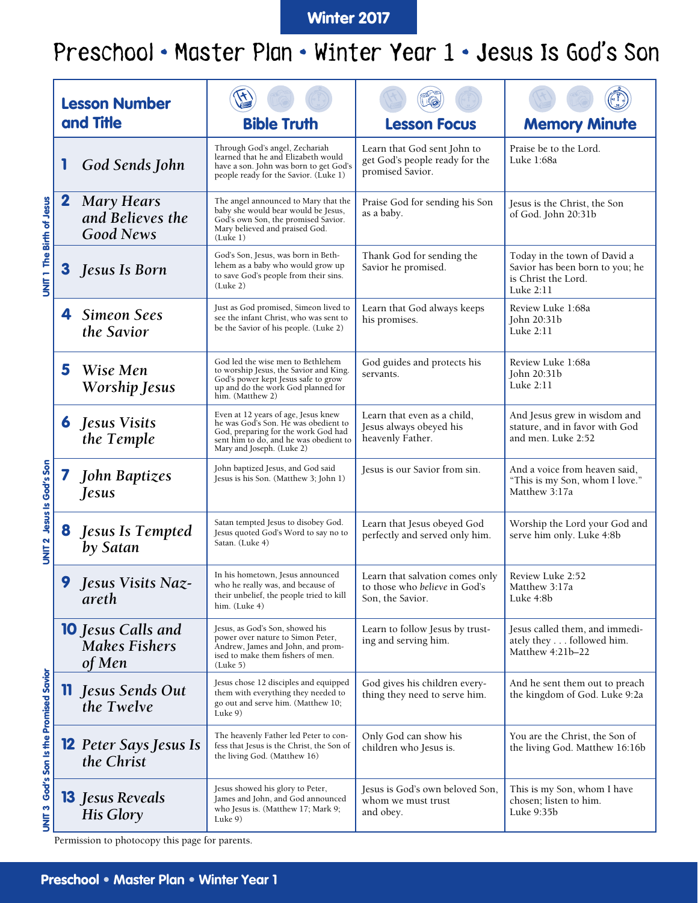Winter 2017

# Preschool • Master Plan • Winter Year 1 • Jesus Is God's Son

| Unit | Lesson Number and Title | Bible Truth | Lesson Focus | Memory Minute |
|---|---|---|---|---|
| UNIT 1 The Birth of Jesus | **1** *God Sends John* | Through God's angel, Zechariah learned that he and Elizabeth would have a son. John was born to get God's people ready for the Savior. (Luke 1) | Learn that God sent John to get God's people ready for the promised Savior. | Praise be to the Lord. Luke 1:68a |
| | **2** *Mary Hears and Believes the Good News* | The angel announced to Mary that the baby she would bear would be Jesus, God's own Son, the promised Savior. Mary believed and praised God. (Luke 1) | Praise God for sending his Son as a baby. | Jesus is the Christ, the Son of God. John 20:31b |
| | **3** *Jesus Is Born* | God's Son, Jesus, was born in Bethlehem as a baby who would grow up to save God's people from their sins. (Luke 2) | Thank God for sending the Savior he promised. | Today in the town of David a Savior has been born to you; he is Christ the Lord. Luke 2:11 |
| | **4** *Simeon Sees the Savior* | Just as God promised, Simeon lived to see the infant Christ, who was sent to be the Savior of his people. (Luke 2) | Learn that God always keeps his promises. | Review Luke 1:68a John 20:31b Luke 2:11 |
| | **5** *Wise Men Worship Jesus* | God led the wise men to Bethlehem to worship Jesus, the Savior and King. God's power kept Jesus safe to grow up and do the work God planned for him. (Matthew 2) | God guides and protects his servants. | Review Luke 1:68a John 20:31b Luke 2:11 |
| UNIT 2 Jesus Is God's Son | **6** *Jesus Visits the Temple* | Even at 12 years of age, Jesus knew he was God's Son. He was obedient to God, preparing for the work God had sent him to do, and he was obedient to Mary and Joseph. (Luke 2) | Learn that even as a child, Jesus always obeyed his heavenly Father. | And Jesus grew in wisdom and stature, and in favor with God and men. Luke 2:52 |
| | **7** *John Baptizes Jesus* | John baptized Jesus, and God said Jesus is his Son. (Matthew 3; John 1) | Jesus is our Savior from sin. | And a voice from heaven said, "This is my Son, whom I love." Matthew 3:17a |
| | **8** *Jesus Is Tempted by Satan* | Satan tempted Jesus to disobey God. Jesus quoted God's Word to say no to Satan. (Luke 4) | Learn that Jesus obeyed God perfectly and served only him. | Worship the Lord your God and serve him only. Luke 4:8b |
| | **9** *Jesus Visits Nazareth* | In his hometown, Jesus announced who he really was, and because of their unbelief, the people tried to kill him. (Luke 4) | Learn that salvation comes only to those who *believe* in God's Son, the Savior. | Review Luke 2:52 Matthew 3:17a Luke 4:8b |
| UNIT 3 God's Son Is the Promised Savior | **10** *Jesus Calls and Makes Fishers of Men* | Jesus, as God's Son, showed his power over nature to Simon Peter, Andrew, James and John, and promised to make them fishers of men. (Luke 5) | Learn to follow Jesus by trusting and serving him. | Jesus called them, and immediately they . . . followed him. Matthew 4:21b–22 |
| | **11** *Jesus Sends Out the Twelve* | Jesus chose 12 disciples and equipped them with everything they needed to go out and serve him. (Matthew 10; Luke 9) | God gives his children everything they need to serve him. | And he sent them out to preach the kingdom of God. Luke 9:2a |
| | **12** *Peter Says Jesus Is the Christ* | The heavenly Father led Peter to confess that Jesus is the Christ, the Son of the living God. (Matthew 16) | Only God can show his children who Jesus is. | You are the Christ, the Son of the living God. Matthew 16:16b |
| | **13** *Jesus Reveals His Glory* | Jesus showed his glory to Peter, James and John, and God announced who Jesus is. (Matthew 17; Mark 9; Luke 9) | Jesus is God's own beloved Son, whom we must trust and obey. | This is my Son, whom I have chosen; listen to him. Luke 9:35b |

Permission to photocopy this page for parents.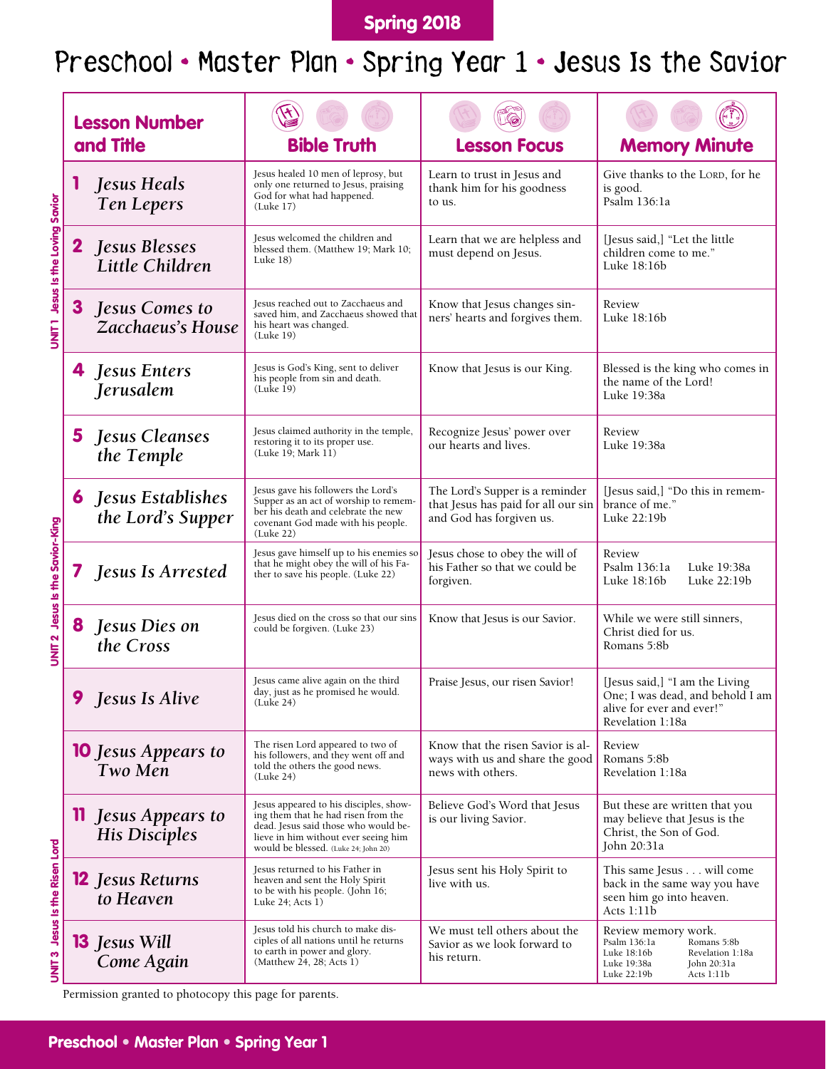Spring 2018

# Preschool • Master Plan • Spring Year 1 • Jesus Is the Savior

| Unit | Lesson Number and Title | Bible Truth | Lesson Focus | Memory Minute |
|---|---|---|---|---|
| UNIT 1 Jesus Is the Loving Savior | **1** *Jesus Heals Ten Lepers* | Jesus healed 10 men of leprosy, but only one returned to Jesus, praising God for what had happened. (Luke 17) | Learn to trust in Jesus and thank him for his goodness to us. | Give thanks to the LORD, for he is good. Psalm 136:1a |
| | **2** *Jesus Blesses Little Children* | Jesus welcomed the children and blessed them. (Matthew 19; Mark 10; Luke 18) | Learn that we are helpless and must depend on Jesus. | [Jesus said,] "Let the little children come to me." Luke 18:16b |
| | **3** *Jesus Comes to Zacchaeus's House* | Jesus reached out to Zacchaeus and saved him, and Zacchaeus showed that his heart was changed. (Luke 19) | Know that Jesus changes sinners' hearts and forgives them. | Review Luke 18:16b |
| UNIT 2 Jesus Is the Savior-King | **4** *Jesus Enters Jerusalem* | Jesus is God's King, sent to deliver his people from sin and death. (Luke 19) | Know that Jesus is our King. | Blessed is the king who comes in the name of the Lord! Luke 19:38a |
| | **5** *Jesus Cleanses the Temple* | Jesus claimed authority in the temple, restoring it to its proper use. (Luke 19; Mark 11) | Recognize Jesus' power over our hearts and lives. | Review Luke 19:38a |
| | **6** *Jesus Establishes the Lord's Supper* | Jesus gave his followers the Lord's Supper as an act of worship to remember his death and celebrate the new covenant God made with his people. (Luke 22) | The Lord's Supper is a reminder that Jesus has paid for all our sin and God has forgiven us. | [Jesus said,] "Do this in remembrance of me." Luke 22:19b |
| | **7** *Jesus Is Arrested* | Jesus gave himself up to his enemies so that he might obey the will of his Father to save his people. (Luke 22) | Jesus chose to obey the will of his Father so that we could be forgiven. | Review Psalm 136:1a, Luke 19:38a, Luke 18:16b, Luke 22:19b |
| | **8** *Jesus Dies on the Cross* | Jesus died on the cross so that our sins could be forgiven. (Luke 23) | Know that Jesus is our Savior. | While we were still sinners, Christ died for us. Romans 5:8b |
| UNIT 3 Jesus Is the Risen Lord | **9** *Jesus Is Alive* | Jesus came alive again on the third day, just as he promised he would. (Luke 24) | Praise Jesus, our risen Savior! | [Jesus said,] "I am the Living One; I was dead, and behold I am alive for ever and ever!" Revelation 1:18a |
| | **10** *Jesus Appears to Two Men* | The risen Lord appeared to two of his followers, and they went off and told the others the good news. (Luke 24) | Know that the risen Savior is always with us and share the good news with others. | Review Romans 5:8b Revelation 1:18a |
| | **11** *Jesus Appears to His Disciples* | Jesus appeared to his disciples, showing them that he had risen from the dead. Jesus said those who would believe in him without ever seeing him would be blessed. (Luke 24; John 20) | Believe God's Word that Jesus is our living Savior. | But these are written that you may believe that Jesus is the Christ, the Son of God. John 20:31a |
| | **12** *Jesus Returns to Heaven* | Jesus returned to his Father in heaven and sent the Holy Spirit to be with his people. (John 16; Luke 24; Acts 1) | Jesus sent his Holy Spirit to live with us. | This same Jesus . . . will come back in the same way you have seen him go into heaven. Acts 1:11b |
| | **13** *Jesus Will Come Again* | Jesus told his church to make disciples of all nations until he returns to earth in power and glory. (Matthew 24, 28; Acts 1) | We must tell others about the Savior as we look forward to his return. | Review memory work. Psalm 136:1a, Romans 5:8b, Luke 18:16b, Revelation 1:18a, Luke 19:38a, John 20:31a, Luke 22:19b, Acts 1:11b |

Permission granted to photocopy this page for parents.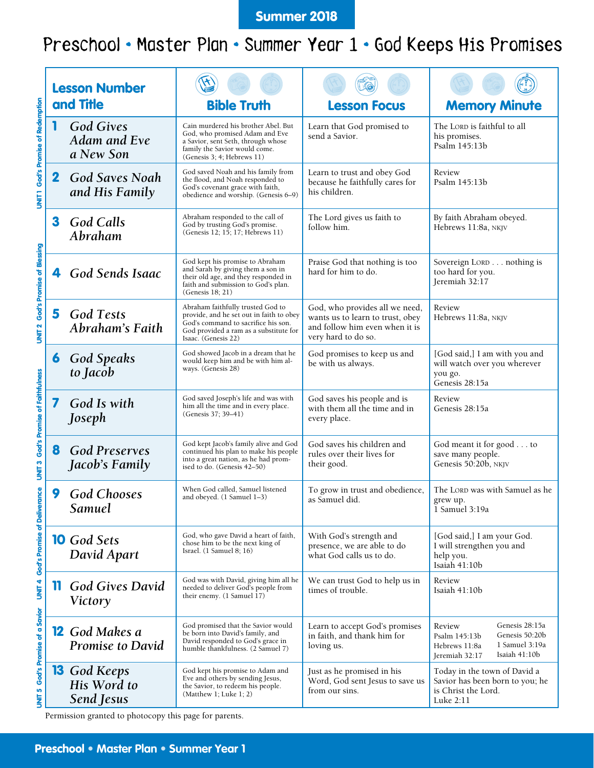Summer 2018

# Preschool • Master Plan • Summer Year 1 • God Keeps His Promises

| Unit | Lesson Number and Title | Bible Truth | Lesson Focus | Memory Minute |
|---|---|---|---|---|
| UNIT 1 God's Promise of Redemption | 1 *God Gives Adam and Eve a New Son* | Cain murdered his brother Abel. But God, who promised Adam and Eve a Savior, sent Seth, through whose family the Savior would come. (Genesis 3; 4; Hebrews 11) | Learn that God promised to send a Savior. | The LORD is faithful to all his promises. Psalm 145:13b |
| | 2 *God Saves Noah and His Family* | God saved Noah and his family from the flood, and Noah responded to God's covenant grace with faith, obedience and worship. (Genesis 6–9) | Learn to trust and obey God because he faithfully cares for his children. | Review Psalm 145:13b |
| UNIT 2 God's Promise of Blessing | 3 *God Calls Abraham* | Abraham responded to the call of God by trusting God's promise. (Genesis 12; 15; 17; Hebrews 11) | The Lord gives us faith to follow him. | By faith Abraham obeyed. Hebrews 11:8a, NKJV |
| | 4 *God Sends Isaac* | God kept his promise to Abraham and Sarah by giving them a son in their old age, and they responded in faith and submission to God's plan. (Genesis 18; 21) | Praise God that nothing is too hard for him to do. | Sovereign LORD . . . nothing is too hard for you. Jeremiah 32:17 |
| | 5 *God Tests Abraham's Faith* | Abraham faithfully trusted God to provide, and he set out in faith to obey God's command to sacrifice his son. God provided a ram as a substitute for Isaac. (Genesis 22) | God, who provides all we need, wants us to learn to trust, obey and follow him even when it is very hard to do so. | Review Hebrews 11:8a, NKJV |
| UNIT 3 God's Promise of Faithfulness | 6 *God Speaks to Jacob* | God showed Jacob in a dream that he would keep him and be with him always. (Genesis 28) | God promises to keep us and be with us always. | [God said,] I am with you and will watch over you wherever you go. Genesis 28:15a |
| | 7 *God Is with Joseph* | God saved Joseph's life and was with him all the time and in every place. (Genesis 37; 39–41) | God saves his people and is with them all the time and in every place. | Review Genesis 28:15a |
| | 8 *God Preserves Jacob's Family* | God kept Jacob's family alive and God continued his plan to make his people into a great nation, as he had promised to do. (Genesis 42–50) | God saves his children and rules over their lives for their good. | God meant it for good . . . to save many people. Genesis 50:20b, NKJV |
| UNIT 4 God's Promise of Deliverance | 9 *God Chooses Samuel* | When God called, Samuel listened and obeyed. (1 Samuel 1–3) | To grow in trust and obedience, as Samuel did. | The LORD was with Samuel as he grew up. 1 Samuel 3:19a |
| | 10 *God Sets David Apart* | God, who gave David a heart of faith, chose him to be the next king of Israel. (1 Samuel 8; 16) | With God's strength and presence, we are able to do what God calls us to do. | [God said,] I am your God. I will strengthen you and help you. Isaiah 41:10b |
| | 11 *God Gives David Victory* | God was with David, giving him all he needed to deliver God's people from their enemy. (1 Samuel 17) | We can trust God to help us in times of trouble. | Review Isaiah 41:10b |
| UNIT 5 God's Promise of a Savior | 12 *God Makes a Promise to David* | God promised that the Savior would be born into David's family, and David responded to God's grace in humble thankfulness. (2 Samuel 7) | Learn to accept God's promises in faith, and thank him for loving us. | Review Psalm 145:13b, Hebrews 11:8a, Jeremiah 32:17, Genesis 28:15a, Genesis 50:20b, 1 Samuel 3:19a, Isaiah 41:10b |
| | 13 *God Keeps His Word to Send Jesus* | God kept his promise to Adam and Eve and others by sending Jesus, the Savior, to redeem his people. (Matthew 1; Luke 1; 2) | Just as he promised in his Word, God sent Jesus to save us from our sins. | Today in the town of David a Savior has been born to you; he is Christ the Lord. Luke 2:11 |

Permission granted to photocopy this page for parents.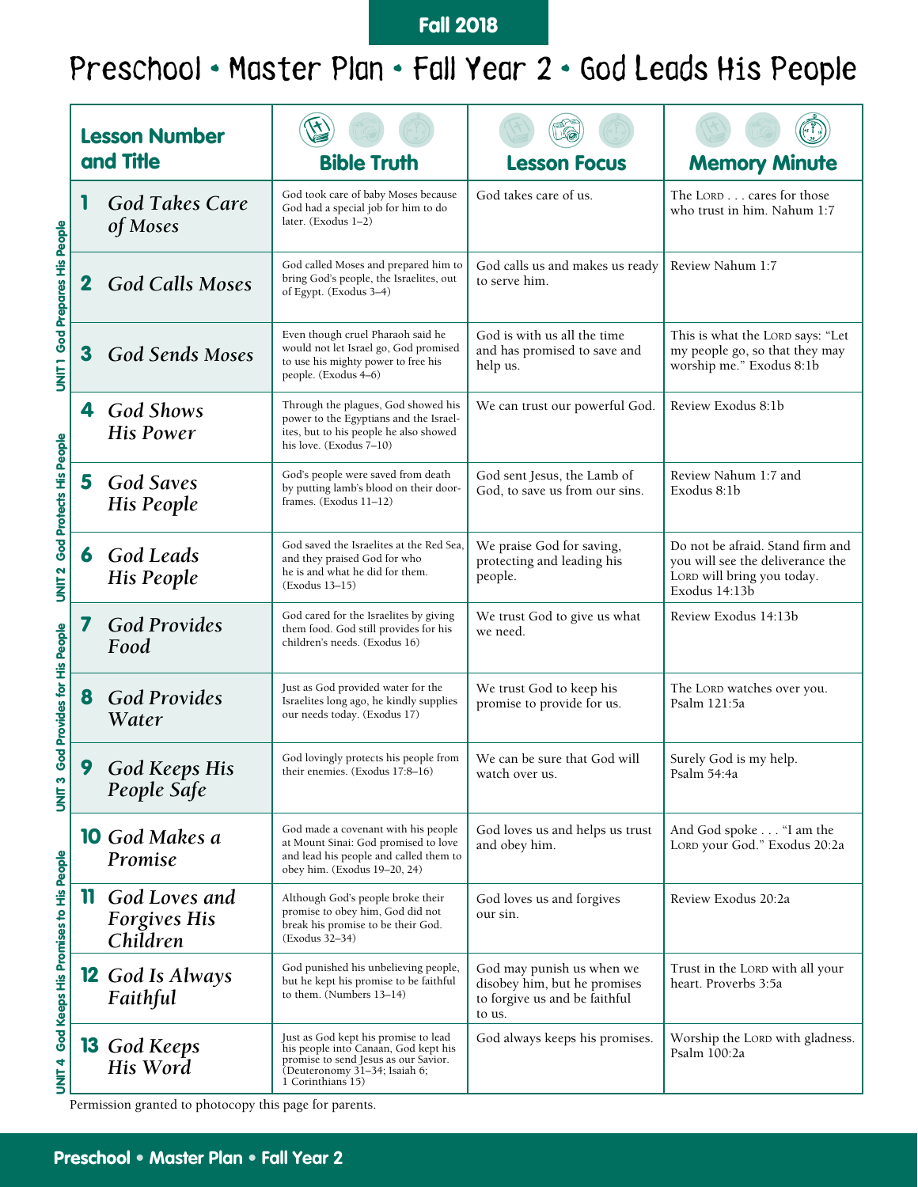Fall 2018

# Preschool • Master Plan • Fall Year 2 • God Leads His People

| Unit | Lesson Number and Title | Bible Truth | Lesson Focus | Memory Minute |
|---|---|---|---|---|
| UNIT 1 God Prepares His People | **1** *God Takes Care of Moses* | God took care of baby Moses because God had a special job for him to do later. (Exodus 1–2) | God takes care of us. | The LORD . . . cares for those who trust in him. Nahum 1:7 |
| | **2** *God Calls Moses* | God called Moses and prepared him to bring God's people, the Israelites, out of Egypt. (Exodus 3–4) | God calls us and makes us ready to serve him. | Review Nahum 1:7 |
| | **3** *God Sends Moses* | Even though cruel Pharaoh said he would not let Israel go, God promised to use his mighty power to free his people. (Exodus 4–6) | God is with us all the time and has promised to save and help us. | This is what the LORD says: "Let my people go, so that they may worship me." Exodus 8:1b |
| UNIT 2 God Protects His People | **4** *God Shows His Power* | Through the plagues, God showed his power to the Egyptians and the Israelites, but to his people he also showed his love. (Exodus 7–10) | We can trust our powerful God. | Review Exodus 8:1b |
| | **5** *God Saves His People* | God's people were saved from death by putting lamb's blood on their doorframes. (Exodus 11–12) | God sent Jesus, the Lamb of God, to save us from our sins. | Review Nahum 1:7 and Exodus 8:1b |
| | **6** *God Leads His People* | God saved the Israelites at the Red Sea, and they praised God for who he is and what he did for them. (Exodus 13–15) | We praise God for saving, protecting and leading his people. | Do not be afraid. Stand firm and you will see the deliverance the LORD will bring you today. Exodus 14:13b |
| UNIT 3 God Provides for His People | **7** *God Provides Food* | God cared for the Israelites by giving them food. God still provides for his children's needs. (Exodus 16) | We trust God to give us what we need. | Review Exodus 14:13b |
| | **8** *God Provides Water* | Just as God provided water for the Israelites long ago, he kindly supplies our needs today. (Exodus 17) | We trust God to keep his promise to provide for us. | The LORD watches over you. Psalm 121:5a |
| | **9** *God Keeps His People Safe* | God lovingly protects his people from their enemies. (Exodus 17:8–16) | We can be sure that God will watch over us. | Surely God is my help. Psalm 54:4a |
| UNIT 4 God Keeps His Promises to His People | **10** *God Makes a Promise* | God made a covenant with his people at Mount Sinai: God promised to love and lead his people and called them to obey him. (Exodus 19–20, 24) | God loves us and helps us trust and obey him. | And God spoke . . . "I am the LORD your God." Exodus 20:2a |
| | **11** *God Loves and Forgives His Children* | Although God's people broke their promise to obey him, God did not break his promise to be their God. (Exodus 32–34) | God loves us and forgives our sin. | Review Exodus 20:2a |
| | **12** *God Is Always Faithful* | God punished his unbelieving people, but he kept his promise to be faithful to them. (Numbers 13–14) | God may punish us when we disobey him, but he promises to forgive us and be faithful to us. | Trust in the LORD with all your heart. Proverbs 3:5a |
| | **13** *God Keeps His Word* | Just as God kept his promise to lead his people into Canaan, God kept his promise to send Jesus as our Savior. (Deuteronomy 31–34; Isaiah 6; 1 Corinthians 15) | God always keeps his promises. | Worship the LORD with gladness. Psalm 100:2a |

Permission granted to photocopy this page for parents.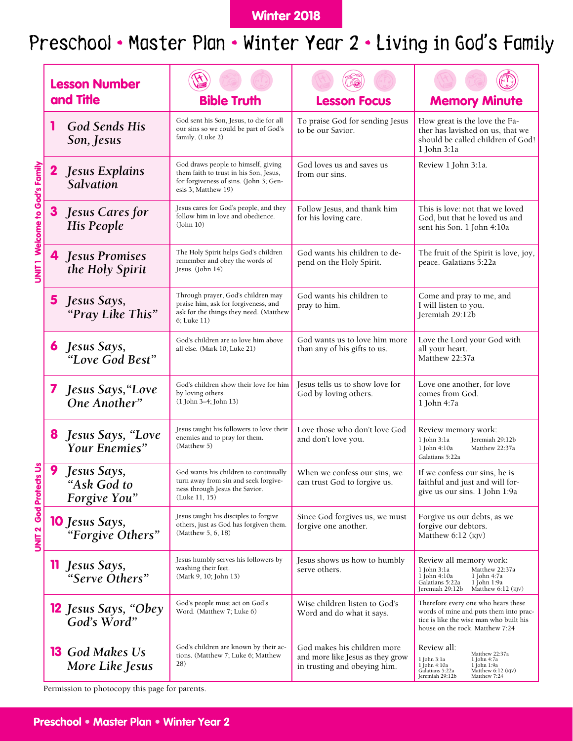Winter 2018

# Preschool • Master Plan • Winter Year 2 • Living in God's Family

| Unit | Lesson Number and Title | Bible Truth | Lesson Focus | Memory Minute |
|---|---|---|---|---|
| UNIT 1 Welcome to God's Family | **1** *God Sends His Son, Jesus* | God sent his Son, Jesus, to die for all our sins so we could be part of God's family. (Luke 2) | To praise God for sending Jesus to be our Savior. | How great is the love the Father has lavished on us, that we should be called children of God! 1 John 3:1a |
| | **2** *Jesus Explains Salvation* | God draws people to himself, giving them faith to trust in his Son, Jesus, for forgiveness of sins. (John 3; Genesis 3; Matthew 19) | God loves us and saves us from our sins. | Review 1 John 3:1a. |
| | **3** *Jesus Cares for His People* | Jesus cares for God's people, and they follow him in love and obedience. (John 10) | Follow Jesus, and thank him for his loving care. | This is love: not that we loved God, but that he loved us and sent his Son. 1 John 4:10a |
| | **4** *Jesus Promises the Holy Spirit* | The Holy Spirit helps God's children remember and obey the words of Jesus. (John 14) | God wants his children to depend on the Holy Spirit. | The fruit of the Spirit is love, joy, peace. Galatians 5:22a |
| | **5** *Jesus Says, "Pray Like This"* | Through prayer, God's children may praise him, ask for forgiveness, and ask for the things they need. (Matthew 6; Luke 11) | God wants his children to pray to him. | Come and pray to me, and I will listen to you. Jeremiah 29:12b |
| UNIT 2 God Protects Us | **6** *Jesus Says, "Love God Best"* | God's children are to love him above all else. (Mark 10; Luke 21) | God wants us to love him more than any of his gifts to us. | Love the Lord your God with all your heart. Matthew 22:37a |
| | **7** *Jesus Says, "Love One Another"* | God's children show their love for him by loving others. (1 John 3–4; John 13) | Jesus tells us to show love for God by loving others. | Love one another, for love comes from God. 1 John 4:7a |
| | **8** *Jesus Says, "Love Your Enemies"* | Jesus taught his followers to love their enemies and to pray for them. (Matthew 5) | Love those who don't love God and don't love you. | Review memory work: 1 John 3:1a, Jeremiah 29:12b, 1 John 4:10a, Matthew 22:37a, Galatians 5:22a |
| | **9** *Jesus Says, "Ask God to Forgive You"* | God wants his children to continually turn away from sin and seek forgiveness through Jesus the Savior. (Luke 11, 15) | When we confess our sins, we can trust God to forgive us. | If we confess our sins, he is faithful and just and will forgive us our sins. 1 John 1:9a |
| | **10** *Jesus Says, "Forgive Others"* | Jesus taught his disciples to forgive others, just as God has forgiven them. (Matthew 5, 6, 18) | Since God forgives us, we must forgive one another. | Forgive us our debts, as we forgive our debtors. Matthew 6:12 (KJV) |
| | **11** *Jesus Says, "Serve Others"* | Jesus humbly serves his followers by washing their feet. (Mark 9, 10; John 13) | Jesus shows us how to humbly serve others. | Review all memory work: 1 John 3:1a, Matthew 22:37a, 1 John 4:10a, 1 John 4:7a, Galatians 5:22a, 1 John 1:9a, Jeremiah 29:12b, Matthew 6:12 (KJV) |
| | **12** *Jesus Says, "Obey God's Word"* | God's people must act on God's Word. (Matthew 7; Luke 6) | Wise children listen to God's Word and do what it says. | Therefore every one who hears these words of mine and puts them into practice is like the wise man who built his house on the rock. Matthew 7:24 |
| | **13** *God Makes Us More Like Jesus* | God's children are known by their actions. (Matthew 7; Luke 6; Matthew 28) | God makes his children more and more like Jesus as they grow in trusting and obeying him. | Review all: 1 John 3:1a, Matthew 22:37a, 1 John 4:10a, 1 John 4:7a, Galatians 5:22a, 1 John 1:9a, Jeremiah 29:12b, Matthew 6:12 (KJV), Matthew 7:24 |

Permission to photocopy this page for parents.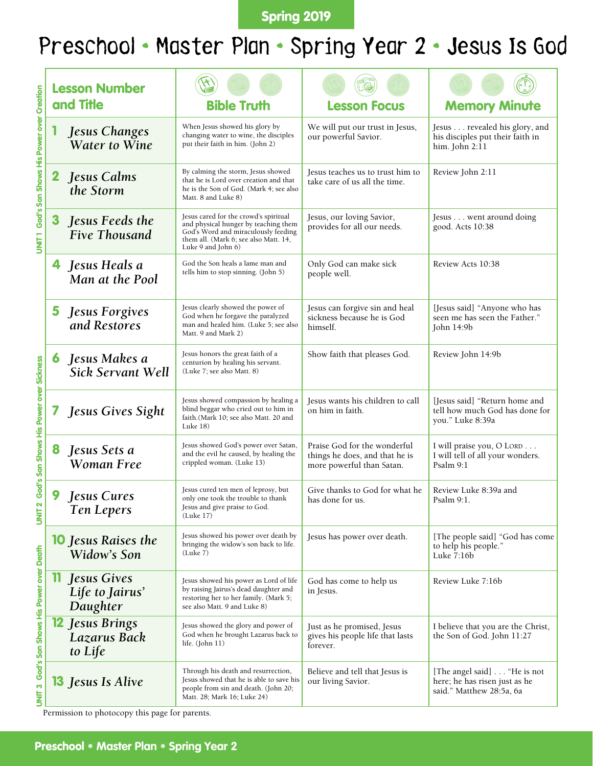Spring 2019

# Preschool • Master Plan • Spring Year 2 • Jesus Is God

| Unit | Lesson Number and Title | Bible Truth | Lesson Focus | Memory Minute |
|---|---|---|---|---|
| UNIT 1 God's Son Shows His Power over Creation | 1 *Jesus Changes Water to Wine* | When Jesus showed his glory by changing water to wine, the disciples put their faith in him. (John 2) | We will put our trust in Jesus, our powerful Savior. | Jesus . . . revealed his glory, and his disciples put their faith in him. John 2:11 |
| | 2 *Jesus Calms the Storm* | By calming the storm, Jesus showed that he is Lord over creation and that he is the Son of God. (Mark 4; see also Matt. 8 and Luke 8) | Jesus teaches us to trust him to take care of us all the time. | Review John 2:11 |
| | 3 *Jesus Feeds the Five Thousand* | Jesus cared for the crowd's spiritual and physical hunger by teaching them God's Word and miraculously feeding them all. (Mark 6; see also Matt. 14, Luke 9 and John 6) | Jesus, our loving Savior, provides for all our needs. | Jesus . . . went around doing good. Acts 10:38 |
| UNIT 2 God's Son Shows His Power over Sickness | 4 *Jesus Heals a Man at the Pool* | God the Son heals a lame man and tells him to stop sinning. (John 5) | Only God can make sick people well. | Review Acts 10:38 |
| | 5 *Jesus Forgives and Restores* | Jesus clearly showed the power of God when he forgave the paralyzed man and healed him. (Luke 5; see also Matt. 9 and Mark 2) | Jesus can forgive sin and heal sickness because he is God himself. | [Jesus said] "Anyone who has seen me has seen the Father." John 14:9b |
| | 6 *Jesus Makes a Sick Servant Well* | Jesus honors the great faith of a centurion by healing his servant. (Luke 7; see also Matt. 8) | Show faith that pleases God. | Review John 14:9b |
| | 7 *Jesus Gives Sight* | Jesus showed compassion by healing a blind beggar who cried out to him in faith.(Mark 10; see also Matt. 20 and Luke 18) | Jesus wants his children to call on him in faith. | [Jesus said] "Return home and tell how much God has done for you." Luke 8:39a |
| | 8 *Jesus Sets a Woman Free* | Jesus showed God's power over Satan, and the evil he caused, by healing the crippled woman. (Luke 13) | Praise God for the wonderful things he does, and that he is more powerful than Satan. | I will praise you, O LORD . . . I will tell of all your wonders. Psalm 9:1 |
| | 9 *Jesus Cures Ten Lepers* | Jesus cured ten men of leprosy, but only one took the trouble to thank Jesus and give praise to God. (Luke 17) | Give thanks to God for what he has done for us. | Review Luke 8:39a and Psalm 9:1. |
| UNIT 3 God's Son Shows His Power over Death | 10 *Jesus Raises the Widow's Son* | Jesus showed his power over death by bringing the widow's son back to life. (Luke 7) | Jesus has power over death. | [The people said] "God has come to help his people." Luke 7:16b |
| | 11 *Jesus Gives Life to Jairus' Daughter* | Jesus showed his power as Lord of life by raising Jairus's dead daughter and restoring her to her family. (Mark 5; see also Matt. 9 and Luke 8) | God has come to help us in Jesus. | Review Luke 7:16b |
| | 12 *Jesus Brings Lazarus Back to Life* | Jesus showed the glory and power of God when he brought Lazarus back to life. (John 11) | Just as he promised, Jesus gives his people life that lasts forever. | I believe that you are the Christ, the Son of God. John 11:27 |
| | 13 *Jesus Is Alive* | Through his death and resurrection, Jesus showed that he is able to save his people from sin and death. (John 20; Matt. 28; Mark 16; Luke 24) | Believe and tell that Jesus is our living Savior. | [The angel said] . . . "He is not here; he has risen just as he said." Matthew 28:5a, 6a |

Permission to photocopy this page for parents.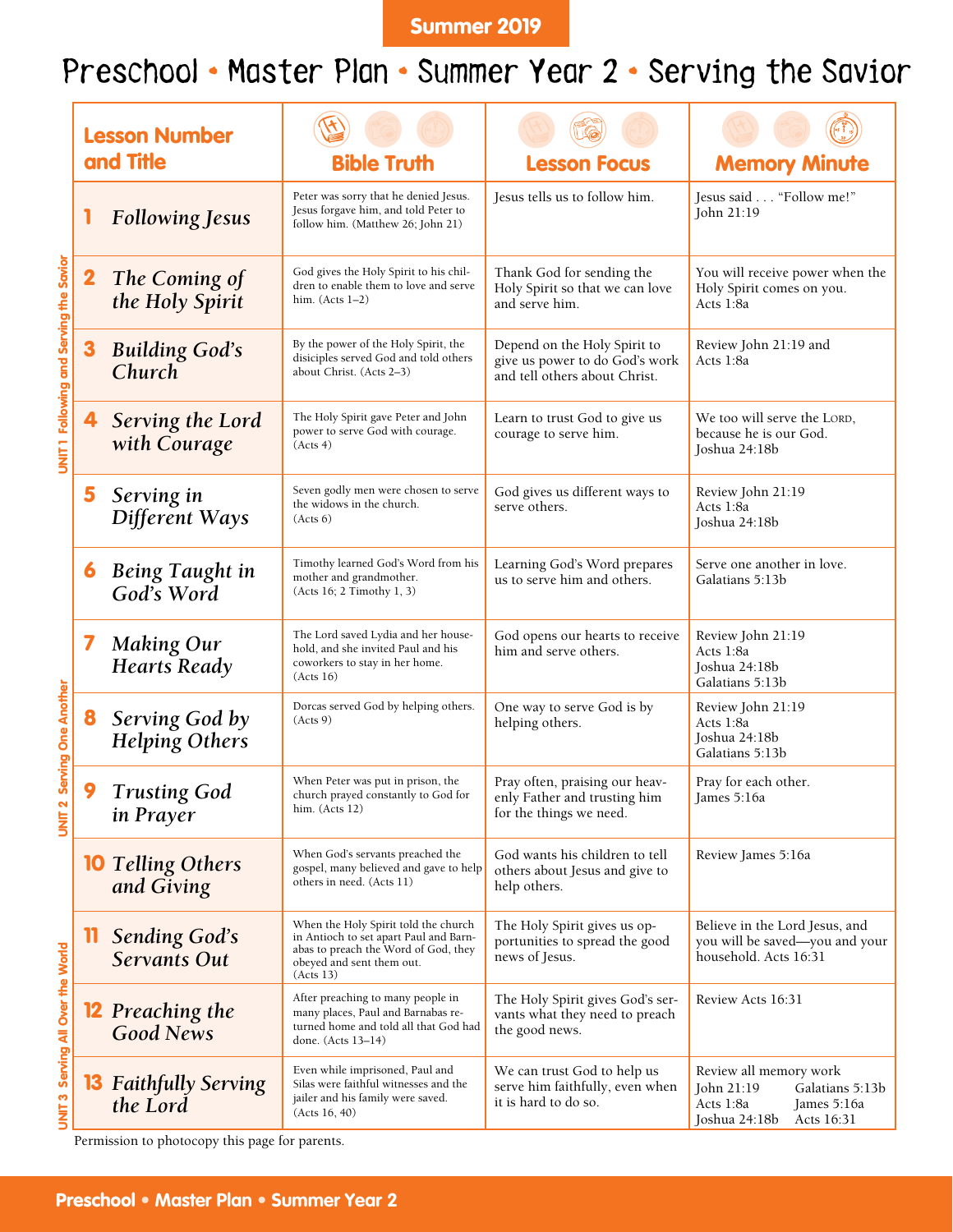Summer 2019

# Preschool • Master Plan • Summer Year 2 • Serving the Savior

| Unit | Lesson Number and Title | Bible Truth | Lesson Focus | Memory Minute |
|---|---|---|---|---|
| UNIT 1 Following and Serving the Savior | 1 *Following Jesus* | Peter was sorry that he denied Jesus. Jesus forgave him, and told Peter to follow him. (Matthew 26; John 21) | Jesus tells us to follow him. | Jesus said . . . "Follow me!" John 21:19 |
| | 2 *The Coming of the Holy Spirit* | God gives the Holy Spirit to his children to enable them to love and serve him. (Acts 1–2) | Thank God for sending the Holy Spirit so that we can love and serve him. | You will receive power when the Holy Spirit comes on you. Acts 1:8a |
| | 3 *Building God's Church* | By the power of the Holy Spirit, the disiciples served God and told others about Christ. (Acts 2–3) | Depend on the Holy Spirit to give us power to do God's work and tell others about Christ. | Review John 21:19 and Acts 1:8a |
| | 4 *Serving the Lord with Courage* | The Holy Spirit gave Peter and John power to serve God with courage. (Acts 4) | Learn to trust God to give us courage to serve him. | We too will serve the LORD, because he is our God. Joshua 24:18b |
| | 5 *Serving in Different Ways* | Seven godly men were chosen to serve the widows in the church. (Acts 6) | God gives us different ways to serve others. | Review John 21:19 Acts 1:8a Joshua 24:18b |
| UNIT 2 Serving One Another | 6 *Being Taught in God's Word* | Timothy learned God's Word from his mother and grandmother. (Acts 16; 2 Timothy 1, 3) | Learning God's Word prepares us to serve him and others. | Serve one another in love. Galatians 5:13b |
| | 7 *Making Our Hearts Ready* | The Lord saved Lydia and her household, and she invited Paul and his coworkers to stay in her home. (Acts 16) | God opens our hearts to receive him and serve others. | Review John 21:19 Acts 1:8a Joshua 24:18b Galatians 5:13b |
| | 8 *Serving God by Helping Others* | Dorcas served God by helping others. (Acts 9) | One way to serve God is by helping others. | Review John 21:19 Acts 1:8a Joshua 24:18b Galatians 5:13b |
| | 9 *Trusting God in Prayer* | When Peter was put in prison, the church prayed constantly to God for him. (Acts 12) | Pray often, praising our heavenly Father and trusting him for the things we need. | Pray for each other. James 5:16a |
| UNIT 3 Serving All Over the World | 10 *Telling Others and Giving* | When God's servants preached the gospel, many believed and gave to help others in need. (Acts 11) | God wants his children to tell others about Jesus and give to help others. | Review James 5:16a |
| | 11 *Sending God's Servants Out* | When the Holy Spirit told the church in Antioch to set apart Paul and Barnabas to preach the Word of God, they obeyed and sent them out. (Acts 13) | The Holy Spirit gives us opportunities to spread the good news of Jesus. | Believe in the Lord Jesus, and you will be saved—you and your household. Acts 16:31 |
| | 12 *Preaching the Good News* | After preaching to many people in many places, Paul and Barnabas returned home and told all that God had done. (Acts 13–14) | The Holy Spirit gives God's servants what they need to preach the good news. | Review Acts 16:31 |
| | 13 *Faithfully Serving the Lord* | Even while imprisoned, Paul and Silas were faithful witnesses and the jailer and his family were saved. (Acts 16, 40) | We can trust God to help us serve him faithfully, even when it is hard to do so. | Review all memory work John 21:19 Acts 1:8a Joshua 24:18b Galatians 5:13b James 5:16a Acts 16:31 |

Permission to photocopy this page for parents.